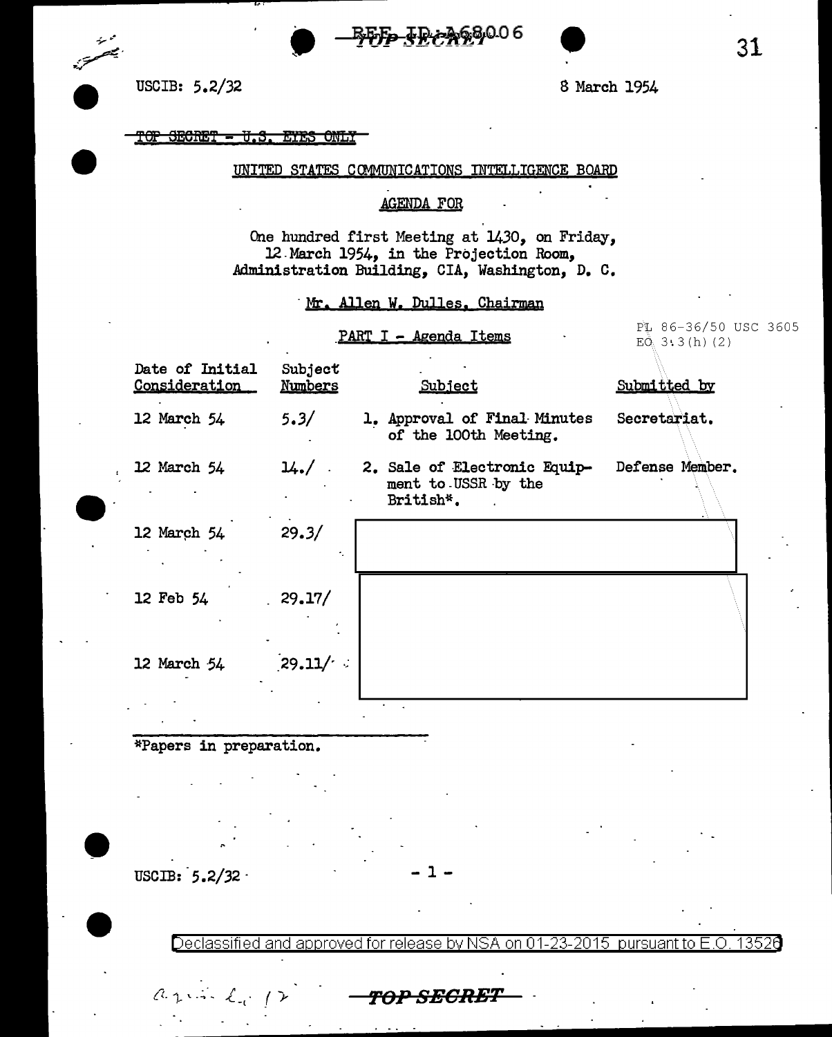USCIB: 5.2/32

8 March 1954

TOP SECRET - U.S. EYES ONLY

UNITED STATES COMMUNICATIONS INTELLIGENCE BOARD

AGENDA FOR

One hundred first Meeting at 1430, on Friday, 12 March 1954, in the Projection Room, Administration Building, CIA, Washington, D. C.

Mr. Allen W. Dulles, Chairman

PART I - Agenda Items

PL 86-36/50 USC 3605
EO 3.3(h)(2)

| Date of Initial Consideration | Subject Numbers | Subject | Submitted by |
|---|---|---|---|
| 12 March 54 | 5.3/ | 1. Approval of Final Minutes of the 100th Meeting. | Secretariat. |
| 12 March 54 | 14./ | 2. Sale of Electronic Equipment to USSR by the British*. | Defense Member. |
| 12 March 54 | 29.3/ | | |
| 12 Feb 54 | 29.17/ | | |
| 12 March 54 | 29.11/ | | |

*Papers in preparation.

USCIB: 5.2/32

TOP SECRET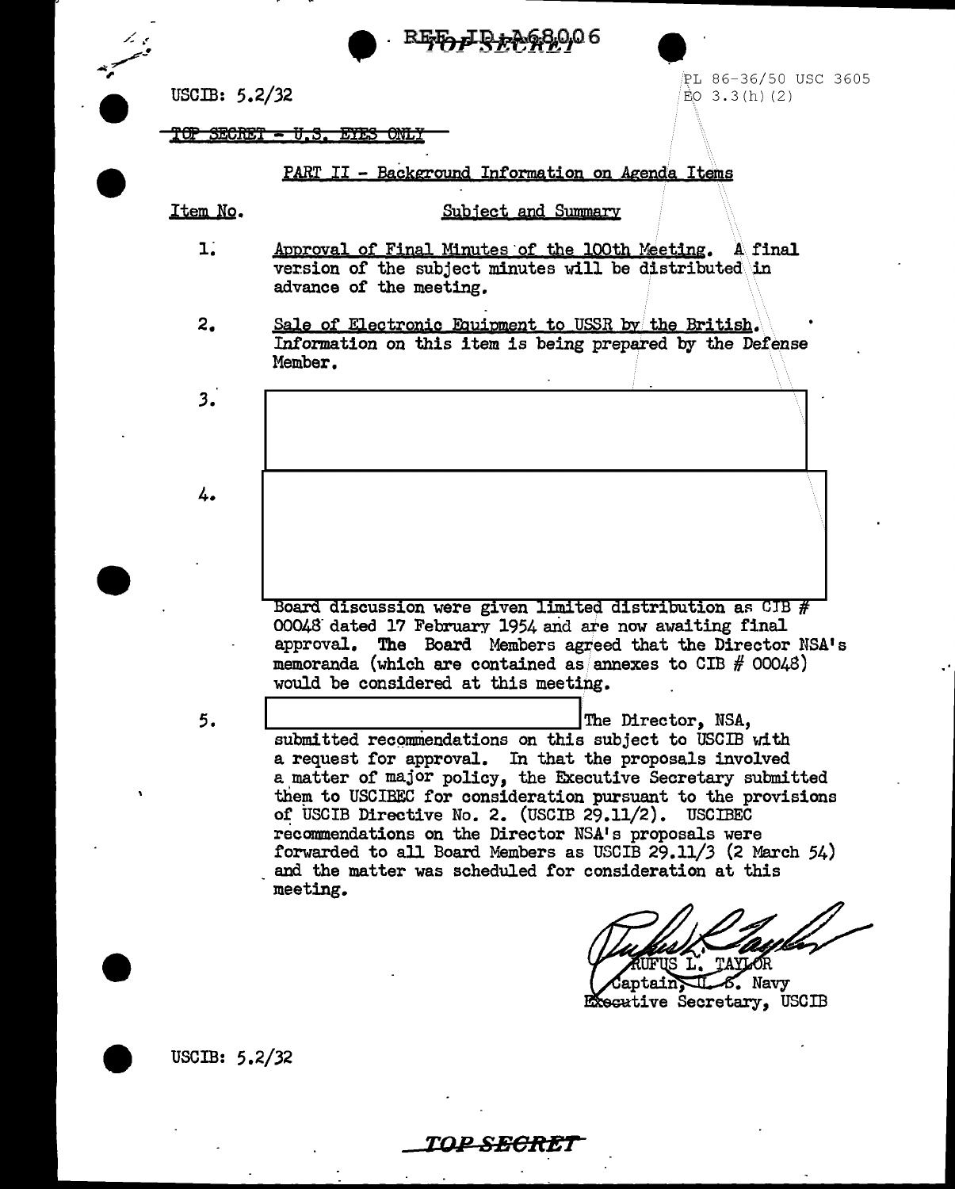USCIB: 5.2/32

PL 86-36/50 USC 3605
EO 3.3(h)(2)

~~TOP SECRET - U.S. EYES ONLY~~

PART II - Background Information on Agenda Items

Item No. — Subject and Summary

1. Approval of Final Minutes of the 100th Meeting. A final version of the subject minutes will be distributed in advance of the meeting.

2. Sale of Electronic Equipment to USSR by the British. Information on this item is being prepared by the Defense Member.

3. [redacted]

4. [redacted] Board discussion were given limited distribution as CIB # 00048 dated 17 February 1954 and are now awaiting final approval. The Board Members agreed that the Director NSA's memoranda (which are contained as annexes to CIB # 00048) would be considered at this meeting.

5. [redacted] The Director, NSA, submitted recommendations on this subject to USCIB with a request for approval. In that the proposals involved a matter of major policy, the Executive Secretary submitted them to USCIBEC for consideration pursuant to the provisions of USCIB Directive No. 2. (USCIB 29.11/2). USCIBEC recommendations on the Director NSA's proposals were forwarded to all Board Members as USCIB 29.11/3 (2 March 54) and the matter was scheduled for consideration at this meeting.

RUFUS L. TAYLOR
Captain, U. S. Navy
Executive Secretary, USCIB

USCIB: 5.2/32

TOP SECRET